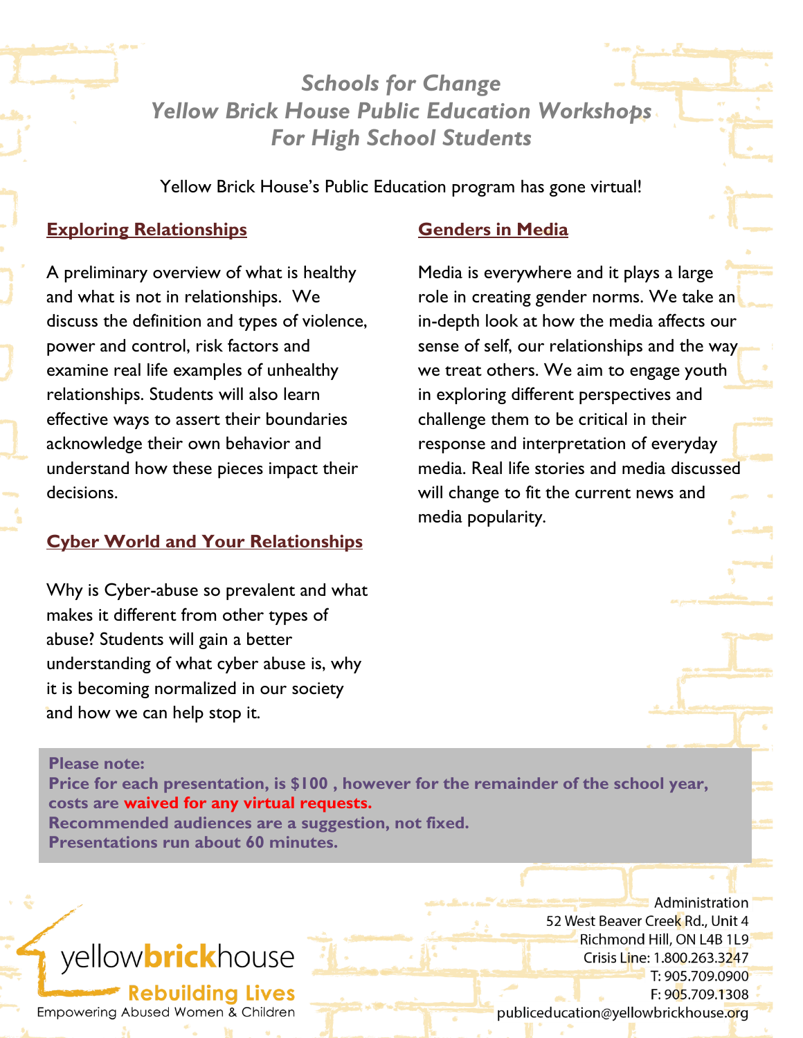# *Schools for Change*
## *Yellow Brick House Public Education Workshops For High School Students*

Yellow Brick House's Public Education program has gone virtual!

### Exploring Relationships

A preliminary overview of what is healthy and what is not in relationships. We discuss the definition and types of violence, power and control, risk factors and examine real life examples of unhealthy relationships. Students will also learn effective ways to assert their boundaries acknowledge their own behavior and understand how these pieces impact their decisions.

### Cyber World and Your Relationships

Why is Cyber-abuse so prevalent and what makes it different from other types of abuse? Students will gain a better understanding of what cyber abuse is, why it is becoming normalized in our society and how we can help stop it.

### Genders in Media

Media is everywhere and it plays a large role in creating gender norms. We take an in-depth look at how the media affects our sense of self, our relationships and the way we treat others. We aim to engage youth in exploring different perspectives and challenge them to be critical in their response and interpretation of everyday media. Real life stories and media discussed will change to fit the current news and media popularity.

**Please note:**
**Price for each presentation, is $100 , however for the remainder of the school year, costs are waived for any virtual requests.**
**Recommended audiences are a suggestion, not fixed.**
**Presentations run about 60 minutes.**

yellow**brick**house
**Rebuilding Lives**
Empowering Abused Women & Children

Administration
52 West Beaver Creek Rd., Unit 4
Richmond Hill, ON L4B 1L9
Crisis Line: 1.800.263.3247
T: 905.709.0900
F: 905.709.1308
publiceducation@yellowbrickhouse.org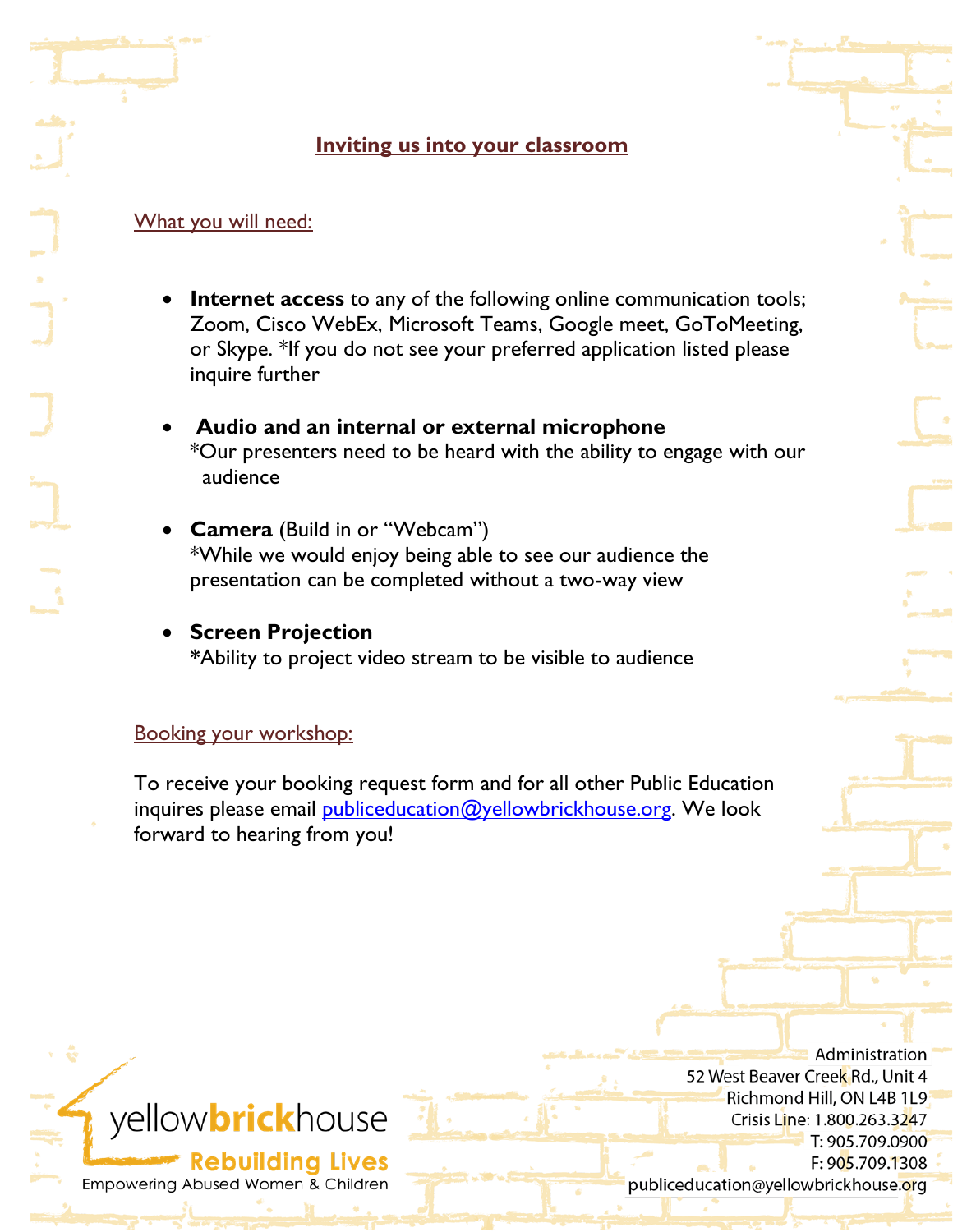## Inviting us into your classroom

### What you will need:

- **Internet access** to any of the following online communication tools; Zoom, Cisco WebEx, Microsoft Teams, Google meet, GoToMeeting, or Skype. *If you do not see your preferred application listed please inquire further

- **Audio and an internal or external microphone**
  *Our presenters need to be heard with the ability to engage with our audience

- **Camera** (Build in or "Webcam")
  *While we would enjoy being able to see our audience the presentation can be completed without a two-way view

- **Screen Projection**
  ***Ability to project video stream to be visible to audience

### Booking your workshop:

To receive your booking request form and for all other Public Education inquires please email publiceducation@yellowbrickhouse.org. We look forward to hearing from you!

yellowbrickhouse
Rebuilding Lives
Empowering Abused Women & Children

Administration
52 West Beaver Creek Rd., Unit 4
Richmond Hill, ON L4B 1L9
Crisis Line: 1.800.263.3247
T: 905.709.0900
F: 905.709.1308
publiceducation@yellowbrickhouse.org